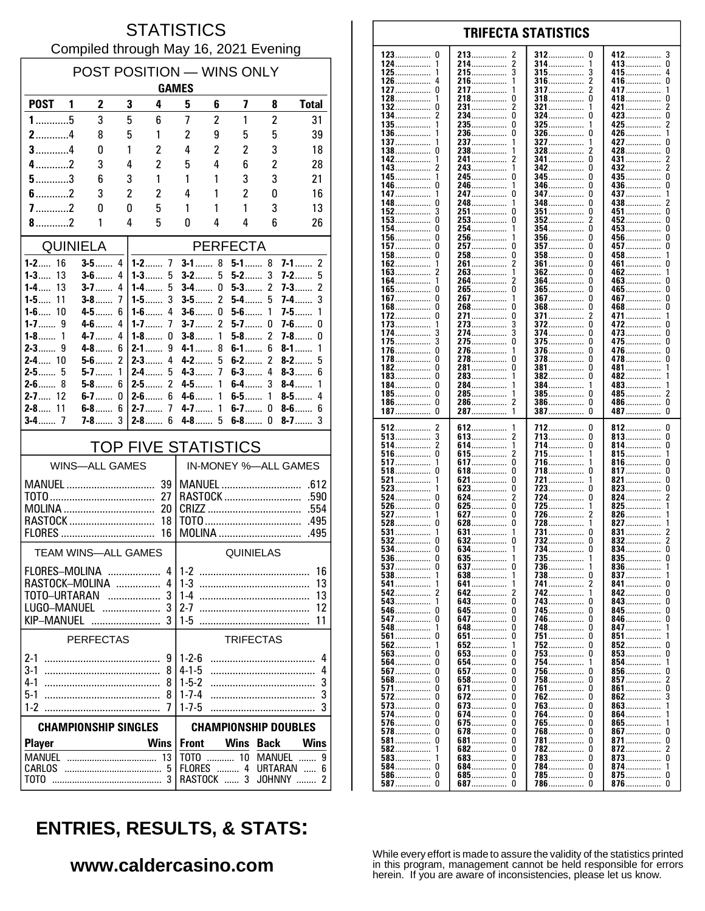# STATISTICS

Compiled through May 16, 2021 Evening

## POST POSITION — WINS ONLY

| | GAMES | | | | | | | | |
|---|---|---|---|---|---|---|---|---|---|
| POST | 1 | 2 | 3 | 4 | 5 | 6 | 7 | 8 | Total |
| 1 | 5 | 3 | 5 | 6 | 7 | 2 | 1 | 2 | 31 |
| 2 | 4 | 8 | 5 | 1 | 2 | 9 | 5 | 5 | 39 |
| 3 | 4 | 0 | 1 | 2 | 4 | 2 | 2 | 3 | 18 |
| 4 | 2 | 3 | 4 | 2 | 5 | 4 | 6 | 2 | 28 |
| 5 | 3 | 6 | 3 | 1 | 1 | 1 | 3 | 3 | 21 |
| 6 | 2 | 3 | 2 | 2 | 4 | 1 | 2 | 0 | 16 |
| 7 | 2 | 0 | 0 | 5 | 1 | 1 | 1 | 3 | 13 |
| 8 | 2 | 1 | 4 | 5 | 0 | 4 | 4 | 6 | 26 |

## QUINIELA

| | | | |
|---|---|---|---|
| 1-2 | 16 | 3-5 | 4 |
| 1-3 | 13 | 3-6 | 4 |
| 1-4 | 13 | 3-7 | 4 |
| 1-5 | 11 | 3-8 | 7 |
| 1-6 | 10 | 4-5 | 6 |
| 1-7 | 9 | 4-6 | 4 |
| 1-8 | 1 | 4-7 | 4 |
| 2-3 | 9 | 4-8 | 6 |
| 2-4 | 10 | 5-6 | 2 |
| 2-5 | 5 | 5-7 | 1 |
| 2-6 | 8 | 5-8 | 6 |
| 2-7 | 12 | 6-7 | 0 |
| 2-8 | 11 | 6-8 | 6 |
| 3-4 | 7 | 7-8 | 3 |

## PERFECTA

| | | | | | | | |
|---|---|---|---|---|---|---|---|
| 1-2 | 7 | 3-1 | 8 | 5-1 | 8 | 7-1 | 2 |
| 1-3 | 5 | 3-2 | 5 | 5-2 | 3 | 7-2 | 5 |
| 1-4 | 5 | 3-4 | 0 | 5-3 | 2 | 7-3 | 2 |
| 1-5 | 3 | 3-5 | 2 | 5-4 | 5 | 7-4 | 3 |
| 1-6 | 4 | 3-6 | 0 | 5-6 | 1 | 7-5 | 1 |
| 1-7 | 7 | 3-7 | 2 | 5-7 | 0 | 7-6 | 0 |
| 1-8 | 0 | 3-8 | 1 | 5-8 | 2 | 7-8 | 0 |
| 2-1 | 9 | 4-1 | 8 | 6-1 | 6 | 8-1 | 1 |
| 2-3 | 4 | 4-2 | 5 | 6-2 | 2 | 8-2 | 5 |
| 2-4 | 5 | 4-3 | 7 | 6-3 | 4 | 8-3 | 6 |
| 2-5 | 2 | 4-5 | 1 | 6-4 | 3 | 8-4 | 1 |
| 2-6 | 6 | 4-6 | 1 | 6-5 | 1 | 8-5 | 4 |
| 2-7 | 7 | 4-7 | 1 | 6-7 | 0 | 8-6 | 6 |
| 2-8 | 6 | 4-8 | 5 | 6-8 | 0 | 8-7 | 3 |

## TOP FIVE STATISTICS

| WINS—ALL GAMES | | IN-MONEY %—ALL GAMES | |
|---|---|---|---|
| MANUEL | 39 | MANUEL | .612 |
| TOTO | 27 | RASTOCK | .590 |
| MOLINA | 20 | CRIZZ | .554 |
| RASTOCK | 18 | TOTO | .495 |
| FLORES | 16 | MOLINA | .495 |

| TEAM WINS—ALL GAMES | | QUINIELAS | |
|---|---|---|---|
| FLORES–MOLINA | 4 | 1-2 | 16 |
| RASTOCK–MOLINA | 4 | 1-3 | 13 |
| TOTO–URTARAN | 3 | 1-4 | 13 |
| LUGO–MANUEL | 3 | 2-7 | 12 |
| KIP–MANUEL | 3 | 1-5 | 11 |

| PERFECTAS | | TRIFECTAS | |
|---|---|---|---|
| 2-1 | 9 | 1-2-6 | 4 |
| 3-1 | 8 | 4-1-5 | 4 |
| 4-1 | 8 | 1-5-2 | 3 |
| 5-1 | 8 | 1-7-4 | 3 |
| 1-2 | 7 | 1-7-5 | 3 |

### CHAMPIONSHIP SINGLES

| Player | Wins |
|---|---|
| MANUEL | 13 |
| CARLOS | 5 |
| TOTO | 3 |

### CHAMPIONSHIP DOUBLES

| Front | Wins | Back | Wins |
|---|---|---|---|
| TOTO | 10 | MANUEL | 9 |
| FLORES | 4 | URTARAN | 6 |
| RASTOCK | 3 | JOHNNY | 2 |

## TRIFECTA STATISTICS

| | | | | | | | |
|---|---|---|---|---|---|---|---|
| 123 | 0 | 213 | 2 | 312 | 0 | 412 | 3 |
| 124 | 1 | 214 | 2 | 314 | 1 | 413 | 0 |
| 125 | 1 | 215 | 3 | 315 | 3 | 415 | 4 |
| 126 | 4 | 216 | 1 | 316 | 2 | 416 | 0 |
| 127 | 0 | 217 | 1 | 317 | 2 | 417 | 1 |
| 128 | 1 | 218 | 0 | 318 | 0 | 418 | 0 |
| 132 | 0 | 231 | 2 | 321 | 1 | 421 | 2 |
| 134 | 2 | 234 | 0 | 324 | 0 | 423 | 0 |
| 135 | 1 | 235 | 0 | 325 | 1 | 425 | 2 |
| 136 | 1 | 236 | 0 | 326 | 0 | 426 | 1 |
| 137 | 1 | 237 | 1 | 327 | 1 | 427 | 0 |
| 138 | 0 | 238 | 1 | 328 | 2 | 428 | 0 |
| 142 | 1 | 241 | 2 | 341 | 0 | 431 | 2 |
| 143 | 2 | 243 | 1 | 342 | 0 | 432 | 2 |
| 145 | 1 | 245 | 0 | 345 | 0 | 435 | 0 |
| 146 | 0 | 246 | 1 | 346 | 0 | 436 | 0 |
| 147 | 1 | 247 | 0 | 347 | 0 | 437 | 1 |
| 148 | 0 | 248 | 1 | 348 | 0 | 438 | 2 |
| 152 | 3 | 251 | 0 | 351 | 0 | 451 | 0 |
| 153 | 0 | 253 | 0 | 352 | 2 | 452 | 0 |
| 154 | 0 | 254 | 1 | 354 | 0 | 453 | 0 |
| 156 | 0 | 256 | 1 | 356 | 0 | 456 | 0 |
| 157 | 0 | 257 | 0 | 357 | 0 | 457 | 0 |
| 158 | 0 | 258 | 0 | 358 | 0 | 458 | 1 |
| 162 | 1 | 261 | 2 | 361 | 0 | 461 | 0 |
| 163 | 2 | 263 | 1 | 362 | 0 | 462 | 1 |
| 164 | 1 | 264 | 2 | 364 | 0 | 463 | 0 |
| 165 | 0 | 265 | 0 | 365 | 0 | 465 | 0 |
| 167 | 0 | 267 | 1 | 367 | 0 | 467 | 0 |
| 168 | 0 | 268 | 0 | 368 | 0 | 468 | 0 |
| 172 | 0 | 271 | 0 | 371 | 2 | 471 | 1 |
| 173 | 1 | 273 | 3 | 372 | 0 | 472 | 0 |
| 174 | 3 | 274 | 3 | 374 | 0 | 473 | 0 |
| 175 | 3 | 275 | 0 | 375 | 0 | 475 | 0 |
| 176 | 0 | 276 | 1 | 376 | 0 | 476 | 0 |
| 178 | 0 | 278 | 0 | 378 | 0 | 478 | 0 |
| 182 | 0 | 281 | 0 | 381 | 0 | 481 | 1 |
| 183 | 0 | 283 | 1 | 382 | 0 | 482 | 1 |
| 184 | 0 | 284 | 1 | 384 | 1 | 483 | 1 |
| 185 | 0 | 285 | 1 | 385 | 0 | 485 | 2 |
| 186 | 0 | 286 | 2 | 386 | 0 | 486 | 0 |
| 187 | 0 | 287 | 1 | 387 | 0 | 487 | 0 |
| 512 | 2 | 612 | 1 | 712 | 0 | 812 | 0 |
| 513 | 3 | 613 | 2 | 713 | 0 | 813 | 0 |
| 514 | 2 | 614 | 1 | 714 | 0 | 814 | 0 |
| 516 | 0 | 615 | 2 | 715 | 1 | 815 | 1 |
| 517 | 1 | 617 | 0 | 716 | 1 | 816 | 0 |
| 518 | 0 | 618 | 0 | 718 | 0 | 817 | 0 |
| 521 | 1 | 621 | 0 | 721 | 1 | 821 | 0 |
| 523 | 1 | 623 | 0 | 723 | 0 | 823 | 0 |
| 524 | 0 | 624 | 2 | 724 | 0 | 824 | 2 |
| 526 | 0 | 625 | 0 | 725 | 1 | 825 | 1 |
| 527 | 1 | 627 | 0 | 726 | 2 | 826 | 1 |
| 528 | 0 | 628 | 0 | 728 | 1 | 827 | 1 |
| 531 | 1 | 631 | 1 | 731 | 0 | 831 | 2 |
| 532 | 0 | 632 | 0 | 732 | 0 | 832 | 2 |
| 534 | 0 | 634 | 1 | 734 | 0 | 834 | 0 |
| 536 | 0 | 635 | 1 | 735 | 1 | 835 | 0 |
| 537 | 0 | 637 | 0 | 736 | 1 | 836 | 1 |
| 538 | 1 | 638 | 1 | 738 | 0 | 837 | 1 |
| 541 | 1 | 641 | 1 | 741 | 2 | 841 | 0 |
| 542 | 2 | 642 | 2 | 742 | 1 | 842 | 0 |
| 543 | 1 | 643 | 0 | 743 | 0 | 843 | 0 |
| 546 | 0 | 645 | 0 | 745 | 0 | 845 | 0 |
| 547 | 0 | 647 | 0 | 746 | 0 | 846 | 0 |
| 548 | 1 | 648 | 0 | 748 | 0 | 847 | 1 |
| 561 | 0 | 651 | 0 | 751 | 0 | 851 | 1 |
| 562 | 1 | 652 | 1 | 752 | 0 | 852 | 0 |
| 563 | 0 | 653 | 0 | 753 | 0 | 853 | 0 |
| 564 | 0 | 654 | 0 | 754 | 1 | 854 | 1 |
| 567 | 0 | 657 | 0 | 756 | 0 | 856 | 0 |
| 568 | 0 | 658 | 0 | 758 | 0 | 857 | 2 |
| 571 | 0 | 671 | 0 | 761 | 0 | 861 | 0 |
| 572 | 0 | 672 | 0 | 762 | 0 | 862 | 3 |
| 573 | 0 | 673 | 0 | 763 | 0 | 863 | 1 |
| 574 | 0 | 674 | 0 | 764 | 0 | 864 | 1 |
| 576 | 0 | 675 | 0 | 765 | 0 | 865 | 1 |
| 578 | 0 | 678 | 0 | 768 | 0 | 867 | 0 |
| 581 | 0 | 681 | 0 | 781 | 0 | 871 | 0 |
| 582 | 1 | 682 | 0 | 782 | 0 | 872 | 2 |
| 583 | 1 | 683 | 0 | 783 | 0 | 873 | 0 |
| 584 | 0 | 684 | 0 | 784 | 0 | 874 | 1 |
| 586 | 0 | 685 | 0 | 785 | 0 | 875 | 0 |
| 587 | 0 | 687 | 0 | 786 | 0 | 876 | 0 |

## ENTRIES, RESULTS, & STATS:

**www.caldercasino.com**

While every effort is made to assure the validity of the statistics printed in this program, management cannot be held responsible for errors herein. If you are aware of inconsistencies, please let us know.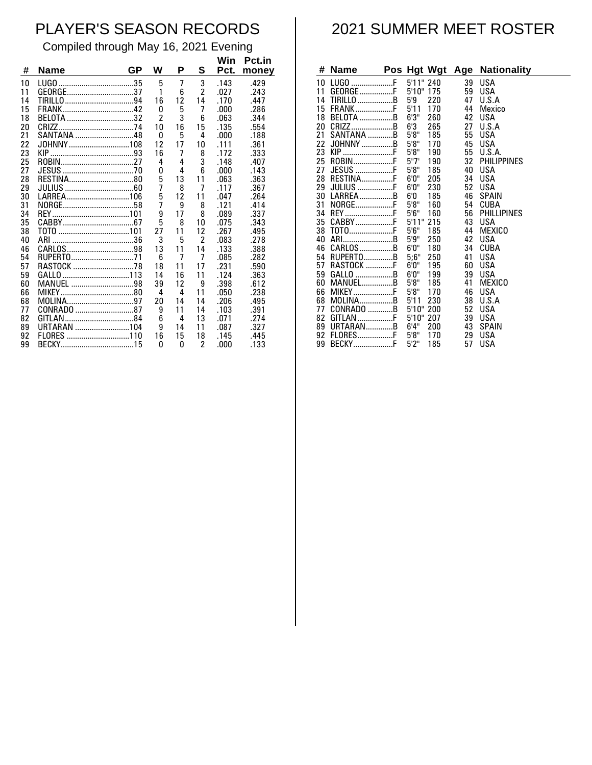# PLAYER'S SEASON RECORDS

Compiled through May 16, 2021 Evening

| # | Name | GP | W | P | S | Win Pct. | Pct.in money |
|---|---|---|---|---|---|---|---|
| 10 | LUGO | 35 | 5 | 7 | 3 | .143 | .429 |
| 11 | GEORGE | 37 | 1 | 6 | 2 | .027 | .243 |
| 14 | TIRILLO | 94 | 16 | 12 | 14 | .170 | .447 |
| 15 | FRANK | 42 | 0 | 5 | 7 | .000 | .286 |
| 18 | BELOTA | 32 | 2 | 3 | 6 | .063 | .344 |
| 20 | CRIZZ | 74 | 10 | 16 | 15 | .135 | .554 |
| 21 | SANTANA | 48 | 0 | 5 | 4 | .000 | .188 |
| 22 | JOHNNY | 108 | 12 | 17 | 10 | .111 | .361 |
| 23 | KIP | 93 | 16 | 7 | 8 | .172 | .333 |
| 25 | ROBIN | 27 | 4 | 4 | 3 | .148 | .407 |
| 27 | JESUS | 70 | 0 | 4 | 6 | .000 | .143 |
| 28 | RESTINA | 80 | 5 | 13 | 11 | .063 | .363 |
| 29 | JULIUS | 60 | 7 | 8 | 7 | .117 | .367 |
| 30 | LARREA | 106 | 5 | 12 | 11 | .047 | .264 |
| 31 | NORGE | 58 | 7 | 9 | 8 | .121 | .414 |
| 34 | REY | 101 | 9 | 17 | 8 | .089 | .337 |
| 35 | CABBY | 67 | 5 | 8 | 10 | .075 | .343 |
| 38 | TOTO | 101 | 27 | 11 | 12 | .267 | .495 |
| 40 | ARI | 36 | 3 | 5 | 2 | .083 | .278 |
| 46 | CARLOS | 98 | 13 | 11 | 14 | .133 | .388 |
| 54 | RUPERTO | 71 | 6 | 7 | 7 | .085 | .282 |
| 57 | RASTOCK | 78 | 18 | 11 | 17 | .231 | .590 |
| 59 | GALLO | 113 | 14 | 16 | 11 | .124 | .363 |
| 60 | MANUEL | 98 | 39 | 12 | 9 | .398 | .612 |
| 66 | MIKEY | 80 | 4 | 4 | 11 | .050 | .238 |
| 68 | MOLINA | 97 | 20 | 14 | 14 | .206 | .495 |
| 77 | CONRADO | 87 | 9 | 11 | 14 | .103 | .391 |
| 82 | GITLAN | 84 | 6 | 4 | 13 | .071 | .274 |
| 89 | URTARAN | 104 | 9 | 14 | 11 | .087 | .327 |
| 92 | FLORES | 110 | 16 | 15 | 18 | .145 | .445 |
| 99 | BECKY | 15 | 0 | 0 | 2 | .000 | .133 |

# 2021 SUMMER MEET ROSTER

| # | Name | Pos | Hgt | Wgt | Age | Nationality |
|---|---|---|---|---|---|---|
| 10 | LUGO | F | 5'11" | 240 | 39 | USA |
| 11 | GEORGE | F | 5'10" | 175 | 59 | USA |
| 14 | TIRILLO | B | 5'9 | 220 | 47 | U.S.A |
| 15 | FRANK | F | 5'11 | 170 | 44 | Mexico |
| 18 | BELOTA | B | 6'3" | 260 | 42 | USA |
| 20 | CRIZZ | B | 6'3 | 265 | 27 | U.S.A |
| 21 | SANTANA | B | 5'8" | 185 | 55 | USA |
| 22 | JOHNNY | B | 5'8" | 170 | 45 | USA |
| 23 | KIP | F | 5'8" | 190 | 55 | U.S.A. |
| 25 | ROBIN | F | 5"7' | 190 | 32 | PHILIPPINES |
| 27 | JESUS | F | 5'8" | 185 | 40 | USA |
| 28 | RESTINA | F | 6'0" | 205 | 34 | USA |
| 29 | JULIUS | F | 6'0" | 230 | 52 | USA |
| 30 | LARREA | B | 6'0 | 185 | 46 | SPAIN |
| 31 | NORGE | F | 5'8" | 160 | 54 | CUBA |
| 34 | REY | F | 5'6" | 160 | 56 | PHILLIPINES |
| 35 | CABBY | F | 5'11" | 215 | 43 | USA |
| 38 | TOTO | F | 5'6" | 185 | 44 | MEXICO |
| 40 | ARI | B | 5'9" | 250 | 42 | USA |
| 46 | CARLOS | B | 6'0" | 180 | 34 | CUBA |
| 54 | RUPERTO | B | 5;6" | 250 | 41 | USA |
| 57 | RASTOCK | F | 6'0" | 195 | 60 | USA |
| 59 | GALLO | B | 6'0" | 199 | 39 | USA |
| 60 | MANUEL | B | 5'8" | 185 | 41 | MEXICO |
| 66 | MIKEY | F | 5'8" | 170 | 46 | USA |
| 68 | MOLINA | B | 5'11 | 230 | 38 | U.S.A |
| 77 | CONRADO | B | 5'10" | 200 | 52 | USA |
| 82 | GITLAN | F | 5'10" | 207 | 39 | USA |
| 89 | URTARAN | B | 6'4" | 200 | 43 | SPAIN |
| 92 | FLORES | F | 5'8" | 170 | 29 | USA |
| 99 | BECKY | F | 5'2" | 185 | 57 | USA |